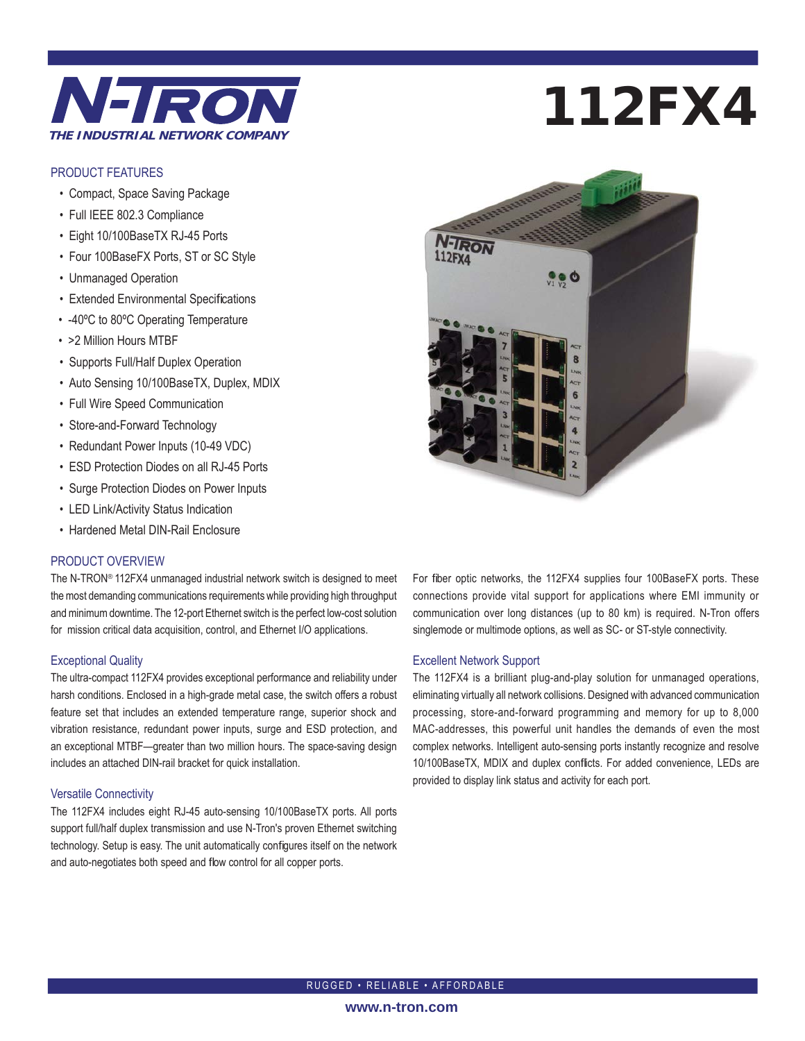# N-TRON

*THE INDUSTRIAL NETWORK COMPANY*

# 112FX4

## PRODUCT FEATURES

- Compact, Space Saving Package
- Full IEEE 802.3 Compliance
- Eight 10/100BaseTX RJ-45 Ports
- Four 100BaseFX Ports, ST or SC Style
- Unmanaged Operation
- Extended Environmental Specifications
- -40ºC to 80ºC Operating Temperature
- >2 Million Hours MTBF
- Supports Full/Half Duplex Operation
- Auto Sensing 10/100BaseTX, Duplex, MDIX
- Full Wire Speed Communication
- Store-and-Forward Technology
- Redundant Power Inputs (10-49 VDC)
- ESD Protection Diodes on all RJ-45 Ports
- Surge Protection Diodes on Power Inputs
- LED Link/Activity Status Indication
- Hardened Metal DIN-Rail Enclosure

## PRODUCT OVERVIEW

The N-TRON® 112FX4 unmanaged industrial network switch is designed to meet the most demanding communications requirements while providing high throughput and minimum downtime. The 12-port Ethernet switch is the perfect low-cost solution for mission critical data acquisition, control, and Ethernet I/O applications.

### Exceptional Quality

The ultra-compact 112FX4 provides exceptional performance and reliability under harsh conditions. Enclosed in a high-grade metal case, the switch offers a robust feature set that includes an extended temperature range, superior shock and vibration resistance, redundant power inputs, surge and ESD protection, and an exceptional MTBF—greater than two million hours. The space-saving design includes an attached DIN-rail bracket for quick installation.

### Versatile Connectivity

The 112FX4 includes eight RJ-45 auto-sensing 10/100BaseTX ports. All ports support full/half duplex transmission and use N-Tron's proven Ethernet switching technology. Setup is easy. The unit automatically configures itself on the network and auto-negotiates both speed and flow control for all copper ports.

For fiber optic networks, the 112FX4 supplies four 100BaseFX ports. These connections provide vital support for applications where EMI immunity or communication over long distances (up to 80 km) is required. N-Tron offers singlemode or multimode options, as well as SC- or ST-style connectivity.

### Excellent Network Support

The 112FX4 is a brilliant plug-and-play solution for unmanaged operations, eliminating virtually all network collisions. Designed with advanced communication processing, store-and-forward programming and memory for up to 8,000 MAC-addresses, this powerful unit handles the demands of even the most complex networks. Intelligent auto-sensing ports instantly recognize and resolve 10/100BaseTX, MDIX and duplex conflicts. For added convenience, LEDs are provided to display link status and activity for each port.

RUGGED • RELIABLE • AFFORDABLE

www.n-tron.com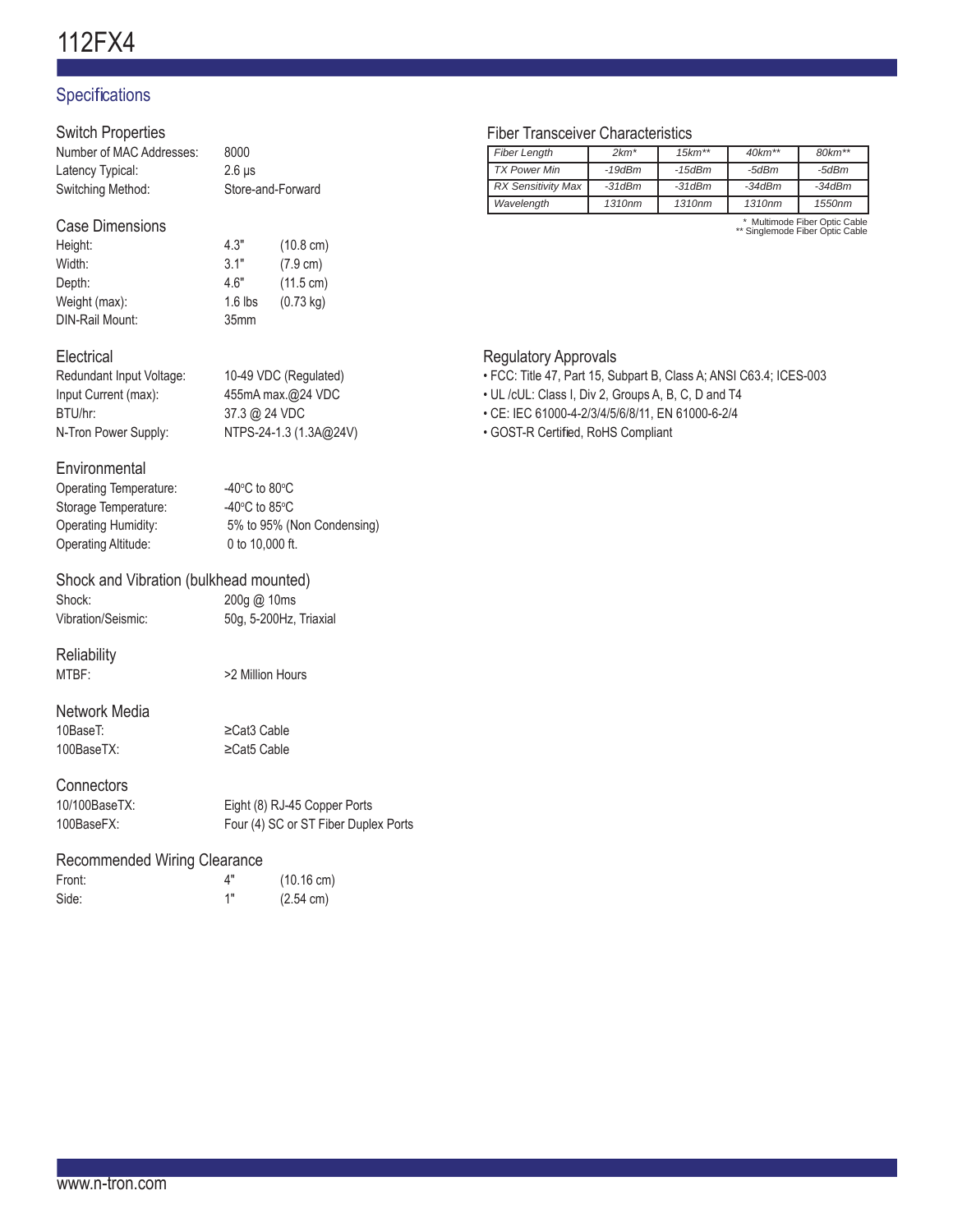# 112FX4

## Specifications

### Switch Properties

| | |
|---|---|
| Number of MAC Addresses: | 8000 |
| Latency Typical: | 2.6 µs |
| Switching Method: | Store-and-Forward |

### Case Dimensions

| | | |
|---|---|---|
| Height: | 4.3" | (10.8 cm) |
| Width: | 3.1" | (7.9 cm) |
| Depth: | 4.6" | (11.5 cm) |
| Weight (max): | 1.6 lbs | (0.73 kg) |
| DIN-Rail Mount: | 35mm | |

### Electrical

| | |
|---|---|
| Redundant Input Voltage: | 10-49 VDC (Regulated) |
| Input Current (max): | 455mA max.@24 VDC |
| BTU/hr: | 37.3 @ 24 VDC |
| N-Tron Power Supply: | NTPS-24-1.3 (1.3A@24V) |

### Environmental

| | |
|---|---|
| Operating Temperature: | -40°C to 80°C |
| Storage Temperature: | -40°C to 85°C |
| Operating Humidity: | 5% to 95% (Non Condensing) |
| Operating Altitude: | 0 to 10,000 ft. |

### Shock and Vibration (bulkhead mounted)

| | |
|---|---|
| Shock: | 200g @ 10ms |
| Vibration/Seismic: | 50g, 5-200Hz, Triaxial |

### Reliability

| | |
|---|---|
| MTBF: | >2 Million Hours |

### Network Media

| | |
|---|---|
| 10BaseT: | ≥Cat3 Cable |
| 100BaseTX: | ≥Cat5 Cable |

### Connectors

| | |
|---|---|
| 10/100BaseTX: | Eight (8) RJ-45 Copper Ports |
| 100BaseFX: | Four (4) SC or ST Fiber Duplex Ports |

### Recommended Wiring Clearance

| | | |
|---|---|---|
| Front: | 4" | (10.16 cm) |
| Side: | 1" | (2.54 cm) |

### Fiber Transceiver Characteristics

| Fiber Length | 2km* | 15km** | 40km** | 80km** |
|---|---|---|---|---|
| TX Power Min | -19dBm | -15dBm | -5dBm | -5dBm |
| RX Sensitivity Max | -31dBm | -31dBm | -34dBm | -34dBm |
| Wavelength | 1310nm | 1310nm | 1310nm | 1550nm |

\* Multimode Fiber Optic Cable
\*\* Singlemode Fiber Optic Cable

### Regulatory Approvals

- FCC: Title 47, Part 15, Subpart B, Class A; ANSI C63.4; ICES-003
- UL /cUL: Class I, Div 2, Groups A, B, C, D and T4
- CE: IEC 61000-4-2/3/4/5/6/8/11, EN 61000-6-2/4
- GOST-R Certified, RoHS Compliant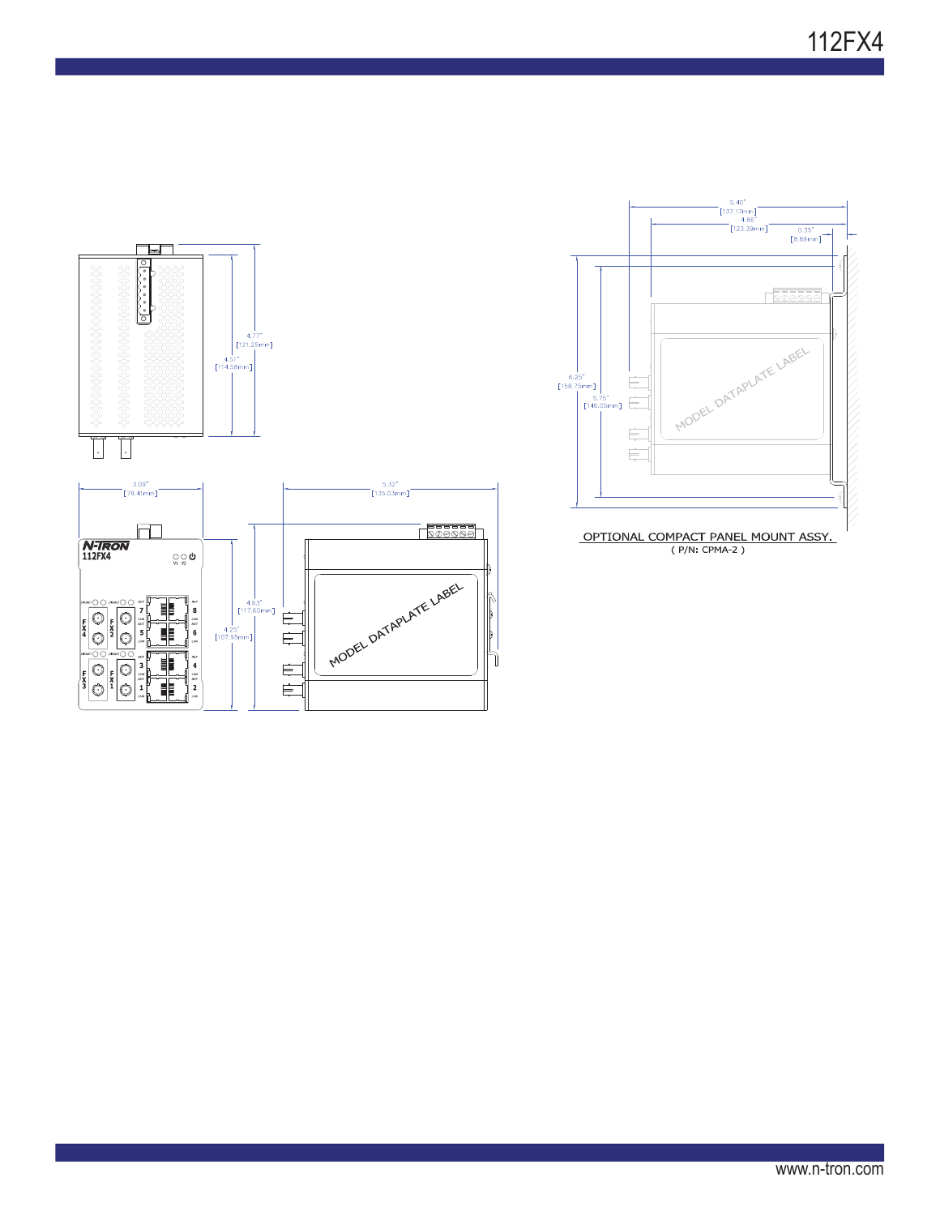4.77"
[121.25mm]

4.51"
[114.58mm]

3.09"
[78.41mm]

5.32"
[135.03mm]

N-TRON
112FX4

4.63"
[117.60mm]

4.25"
[107.95mm]

MODEL DATAPLATE LABEL

5.40"
[137.17mm]

4.86"
[123.39mm]

0.35"
[8.89mm]

6.25"
[158.75mm]

5.75"
[146.05mm]

MODEL DATAPLATE LABEL

OPTIONAL COMPACT PANEL MOUNT ASSY.
( P/N: CPMA-2 )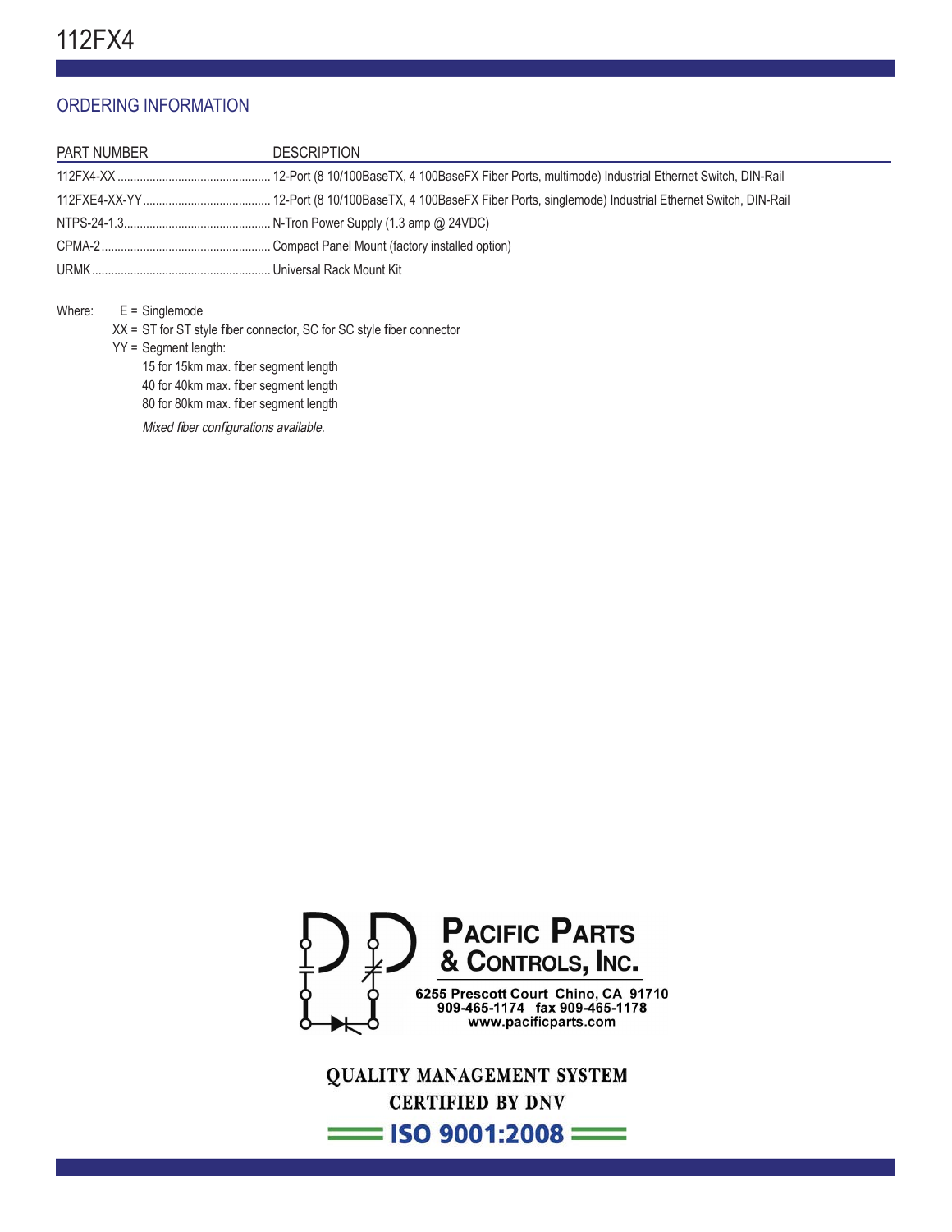## ORDERING INFORMATION

| PART NUMBER | DESCRIPTION |
|---|---|
| 112FX4-XX | 12-Port (8 10/100BaseTX, 4 100BaseFX Fiber Ports, multimode) Industrial Ethernet Switch, DIN-Rail |
| 112FXE4-XX-YY | 12-Port (8 10/100BaseTX, 4 100BaseFX Fiber Ports, singlemode) Industrial Ethernet Switch, DIN-Rail |
| NTPS-24-1.3 | N-Tron Power Supply (1.3 amp @ 24VDC) |
| CPMA-2 | Compact Panel Mount (factory installed option) |
| URMK | Universal Rack Mount Kit |

Where: E = Singlemode

XX = ST for ST style fiber connector, SC for SC style fiber connector

YY = Segment length:

- 15 for 15km max. fiber segment length
- 40 for 40km max. fiber segment length
- 80 for 80km max. fiber segment length

*Mixed fiber configurations available.*

**Pacific Parts & Controls, Inc.**

6255 Prescott Court Chino, CA 91710

909-465-1174 fax 909-465-1178

www.pacificparts.com

QUALITY MANAGEMENT SYSTEM

CERTIFIED BY DNV

ISO 9001:2008